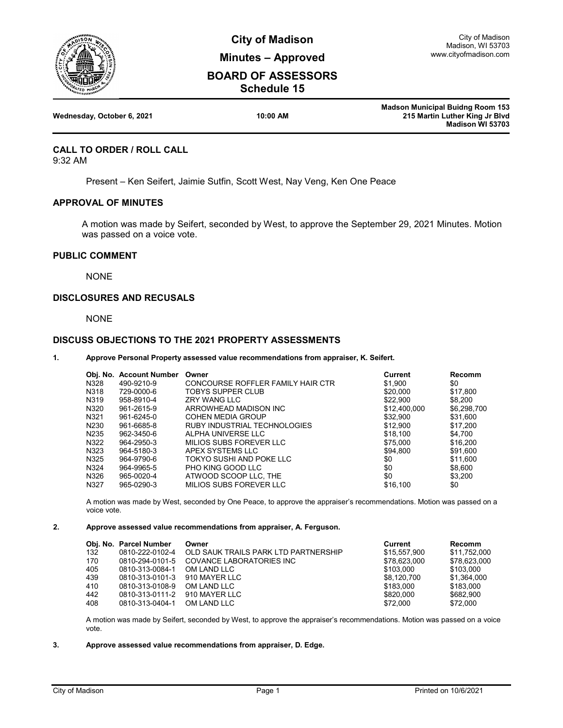# City of Madison

## Minutes – Approved

## BOARD OF ASSESSORS

### Schedule 15

City of Madison
Madison, WI 53703
www.cityofmadison.com

**Wednesday, October 6, 2021** **10:00 AM** **Madson Municipal Buidng Room 153, 215 Martin Luther King Jr Blvd, Madison WI 53703**

## CALL TO ORDER / ROLL CALL

9:32 AM

Present – Ken Seifert, Jaimie Sutfin, Scott West, Nay Veng, Ken One Peace

## APPROVAL OF MINUTES

A motion was made by Seifert, seconded by West, to approve the September 29, 2021 Minutes. Motion was passed on a voice vote.

## PUBLIC COMMENT

NONE

## DISCLOSURES AND RECUSALS

NONE

## DISCUSS OBJECTIONS TO THE 2021 PROPERTY ASSESSMENTS

**1. Approve Personal Property assessed value recommendations from appraiser, K. Seifert.**

| Obj. No. | Account Number | Owner | Current | Recomm |
|---|---|---|---|---|
| N328 | 490-9210-9 | CONCOURSE ROFFLER FAMILY HAIR CTR | $1,900 | $0 |
| N318 | 729-0000-6 | TOBYS SUPPER CLUB | $20,000 | $17,800 |
| N319 | 958-8910-4 | ZRY WANG LLC | $22,900 | $8,200 |
| N320 | 961-2615-9 | ARROWHEAD MADISON INC | $12,400,000 | $6,298,700 |
| N321 | 961-6245-0 | COHEN MEDIA GROUP | $32,900 | $31,600 |
| N230 | 961-6685-8 | RUBY INDUSTRIAL TECHNOLOGIES | $12,900 | $17,200 |
| N235 | 962-3450-6 | ALPHA UNIVERSE LLC | $18,100 | $4,700 |
| N322 | 964-2950-3 | MILIOS SUBS FOREVER LLC | $75,000 | $16,200 |
| N323 | 964-5180-3 | APEX SYSTEMS LLC | $94,800 | $91,600 |
| N325 | 964-9790-6 | TOKYO SUSHI AND POKE LLC | $0 | $11,600 |
| N324 | 964-9965-5 | PHO KING GOOD LLC | $0 | $8,600 |
| N326 | 965-0020-4 | ATWOOD SCOOP LLC, THE | $0 | $3,200 |
| N327 | 965-0290-3 | MILIOS SUBS FOREVER LLC | $16,100 | $0 |

A motion was made by West, seconded by One Peace, to approve the appraiser's recommendations. Motion was passed on a voice vote.

**2. Approve assessed value recommendations from appraiser, A. Ferguson.**

| Obj. No. | Parcel Number | Owner | Current | Recomm |
|---|---|---|---|---|
| 132 | 0810-222-0102-4 | OLD SAUK TRAILS PARK LTD PARTNERSHIP | $15,557,900 | $11,752,000 |
| 170 | 0810-294-0101-5 | COVANCE LABORATORIES INC | $78,623,000 | $78,623,000 |
| 405 | 0810-313-0084-1 | OM LAND LLC | $103,000 | $103,000 |
| 439 | 0810-313-0101-3 | 910 MAYER LLC | $8,120,700 | $1,364,000 |
| 410 | 0810-313-0108-9 | OM LAND LLC | $183,000 | $183,000 |
| 442 | 0810-313-0111-2 | 910 MAYER LLC | $820,000 | $682,900 |
| 408 | 0810-313-0404-1 | OM LAND LLC | $72,000 | $72,000 |

A motion was made by Seifert, seconded by West, to approve the appraiser's recommendations. Motion was passed on a voice vote.

**3. Approve assessed value recommendations from appraiser, D. Edge.**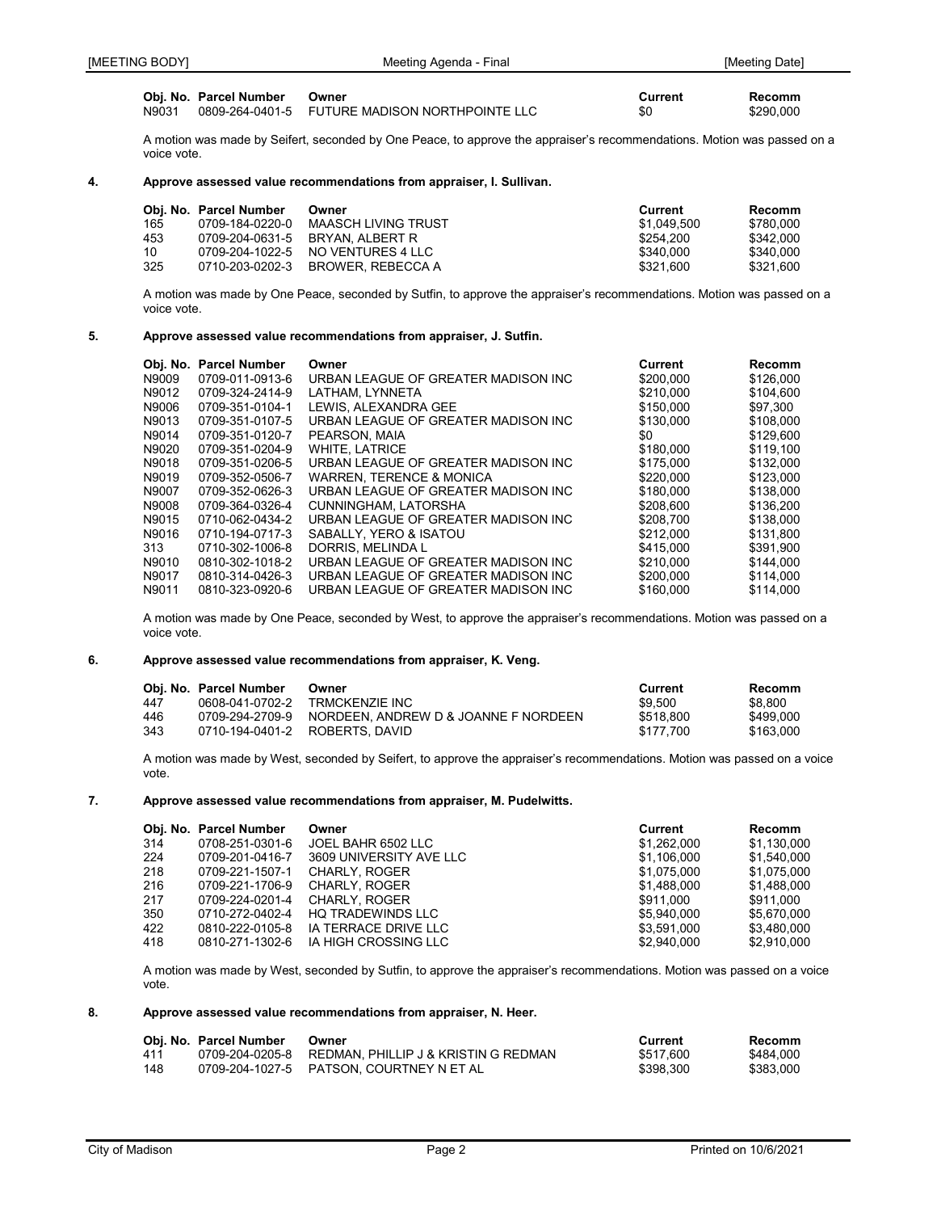| Obj. No. | Parcel Number | Owner | Current | Recomm |
|---|---|---|---|---|
| N9031 | 0809-264-0401-5 | FUTURE MADISON NORTHPOINTE LLC | $0 | $290,000 |

A motion was made by Seifert, seconded by One Peace, to approve the appraiser's recommendations. Motion was passed on a voice vote.

**4. Approve assessed value recommendations from appraiser, I. Sullivan.**

| Obj. No. | Parcel Number | Owner | Current | Recomm |
|---|---|---|---|---|
| 165 | 0709-184-0220-0 | MAASCH LIVING TRUST | $1,049,500 | $780,000 |
| 453 | 0709-204-0631-5 | BRYAN, ALBERT R | $254,200 | $342,000 |
| 10 | 0709-204-1022-5 | NO VENTURES 4 LLC | $340,000 | $340,000 |
| 325 | 0710-203-0202-3 | BROWER, REBECCA A | $321,600 | $321,600 |

A motion was made by One Peace, seconded by Sutfin, to approve the appraiser's recommendations. Motion was passed on a voice vote.

**5. Approve assessed value recommendations from appraiser, J. Sutfin.**

| Obj. No. | Parcel Number | Owner | Current | Recomm |
|---|---|---|---|---|
| N9009 | 0709-011-0913-6 | URBAN LEAGUE OF GREATER MADISON INC | $200,000 | $126,000 |
| N9012 | 0709-324-2414-9 | LATHAM, LYNNETA | $210,000 | $104,600 |
| N9006 | 0709-351-0104-1 | LEWIS, ALEXANDRA GEE | $150,000 | $97,300 |
| N9013 | 0709-351-0107-5 | URBAN LEAGUE OF GREATER MADISON INC | $130,000 | $108,000 |
| N9014 | 0709-351-0120-7 | PEARSON, MAIA | $0 | $129,600 |
| N9020 | 0709-351-0204-9 | WHITE, LATRICE | $180,000 | $119,100 |
| N9018 | 0709-351-0206-5 | URBAN LEAGUE OF GREATER MADISON INC | $175,000 | $132,000 |
| N9019 | 0709-352-0506-7 | WARREN, TERENCE & MONICA | $220,000 | $123,000 |
| N9007 | 0709-352-0626-3 | URBAN LEAGUE OF GREATER MADISON INC | $180,000 | $138,000 |
| N9008 | 0709-364-0326-4 | CUNNINGHAM, LATORSHA | $208,600 | $136,200 |
| N9015 | 0710-062-0434-2 | URBAN LEAGUE OF GREATER MADISON INC | $208,700 | $138,000 |
| N9016 | 0710-194-0717-3 | SABALLY, YERO & ISATOU | $212,000 | $131,800 |
| 313 | 0710-302-1006-8 | DORRIS, MELINDA L | $415,000 | $391,900 |
| N9010 | 0810-302-1018-2 | URBAN LEAGUE OF GREATER MADISON INC | $210,000 | $144,000 |
| N9017 | 0810-314-0426-3 | URBAN LEAGUE OF GREATER MADISON INC | $200,000 | $114,000 |
| N9011 | 0810-323-0920-6 | URBAN LEAGUE OF GREATER MADISON INC | $160,000 | $114,000 |

A motion was made by One Peace, seconded by West, to approve the appraiser's recommendations. Motion was passed on a voice vote.

**6. Approve assessed value recommendations from appraiser, K. Veng.**

| Obj. No. | Parcel Number | Owner | Current | Recomm |
|---|---|---|---|---|
| 447 | 0608-041-0702-2 | TRMCKENZIE INC | $9,500 | $8,800 |
| 446 | 0709-294-2709-9 | NORDEEN, ANDREW D & JOANNE F NORDEEN | $518,800 | $499,000 |
| 343 | 0710-194-0401-2 | ROBERTS, DAVID | $177,700 | $163,000 |

A motion was made by West, seconded by Seifert, to approve the appraiser's recommendations. Motion was passed on a voice vote.

**7. Approve assessed value recommendations from appraiser, M. Pudelwitts.**

| Obj. No. | Parcel Number | Owner | Current | Recomm |
|---|---|---|---|---|
| 314 | 0708-251-0301-6 | JOEL BAHR 6502 LLC | $1,262,000 | $1,130,000 |
| 224 | 0709-201-0416-7 | 3609 UNIVERSITY AVE LLC | $1,106,000 | $1,540,000 |
| 218 | 0709-221-1507-1 | CHARLY, ROGER | $1,075,000 | $1,075,000 |
| 216 | 0709-221-1706-9 | CHARLY, ROGER | $1,488,000 | $1,488,000 |
| 217 | 0709-224-0201-4 | CHARLY, ROGER | $911,000 | $911,000 |
| 350 | 0710-272-0402-4 | HQ TRADEWINDS LLC | $5,940,000 | $5,670,000 |
| 422 | 0810-222-0105-8 | IA TERRACE DRIVE LLC | $3,591,000 | $3,480,000 |
| 418 | 0810-271-1302-6 | IA HIGH CROSSING LLC | $2,940,000 | $2,910,000 |

A motion was made by West, seconded by Sutfin, to approve the appraiser's recommendations. Motion was passed on a voice vote.

**8. Approve assessed value recommendations from appraiser, N. Heer.**

| Obj. No. | Parcel Number | Owner | Current | Recomm |
|---|---|---|---|---|
| 411 | 0709-204-0205-8 | REDMAN, PHILLIP J & KRISTIN G REDMAN | $517,600 | $484,000 |
| 148 | 0709-204-1027-5 | PATSON, COURTNEY N ET AL | $398,300 | $383,000 |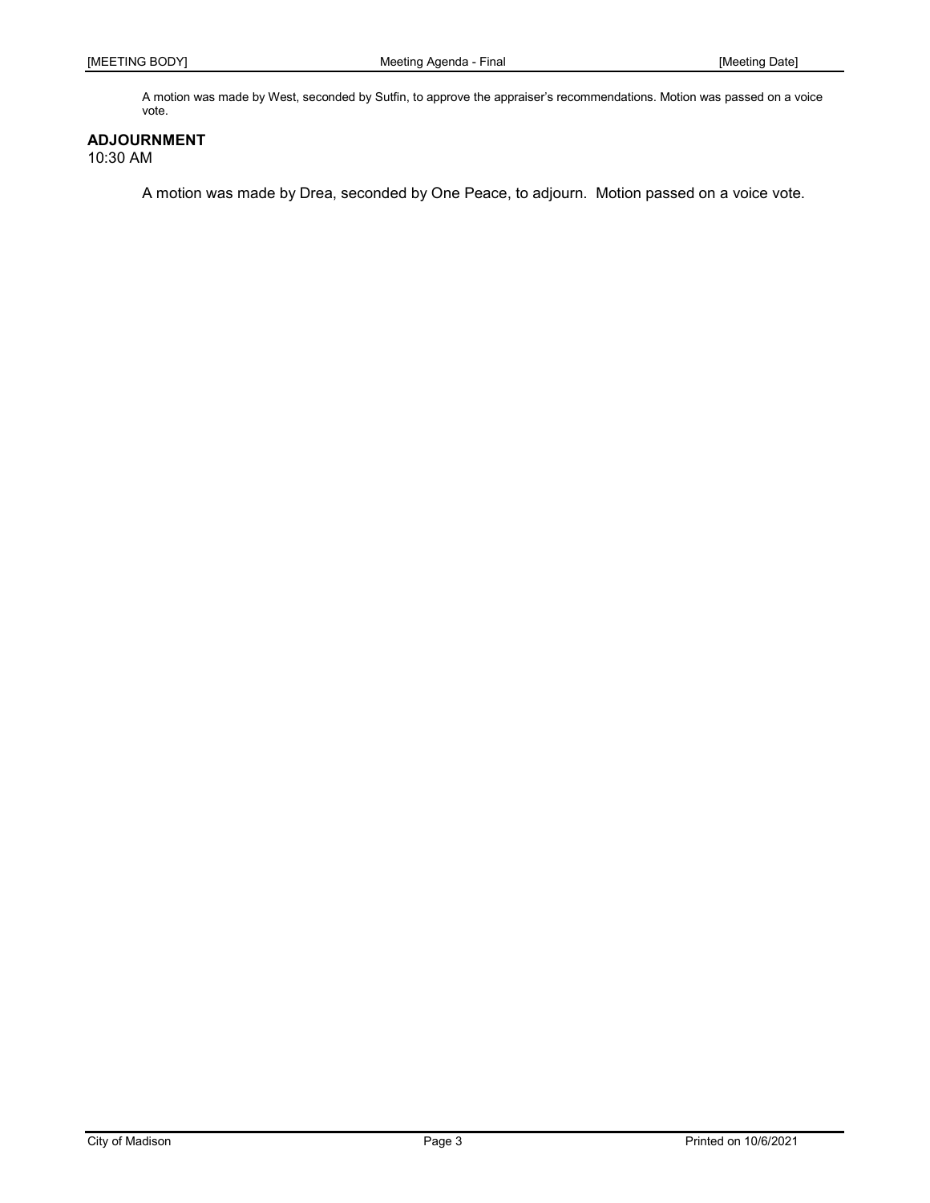A motion was made by West, seconded by Sutfin, to approve the appraiser's recommendations. Motion was passed on a voice vote.

## ADJOURNMENT

10:30 AM

A motion was made by Drea, seconded by One Peace, to adjourn. Motion passed on a voice vote.